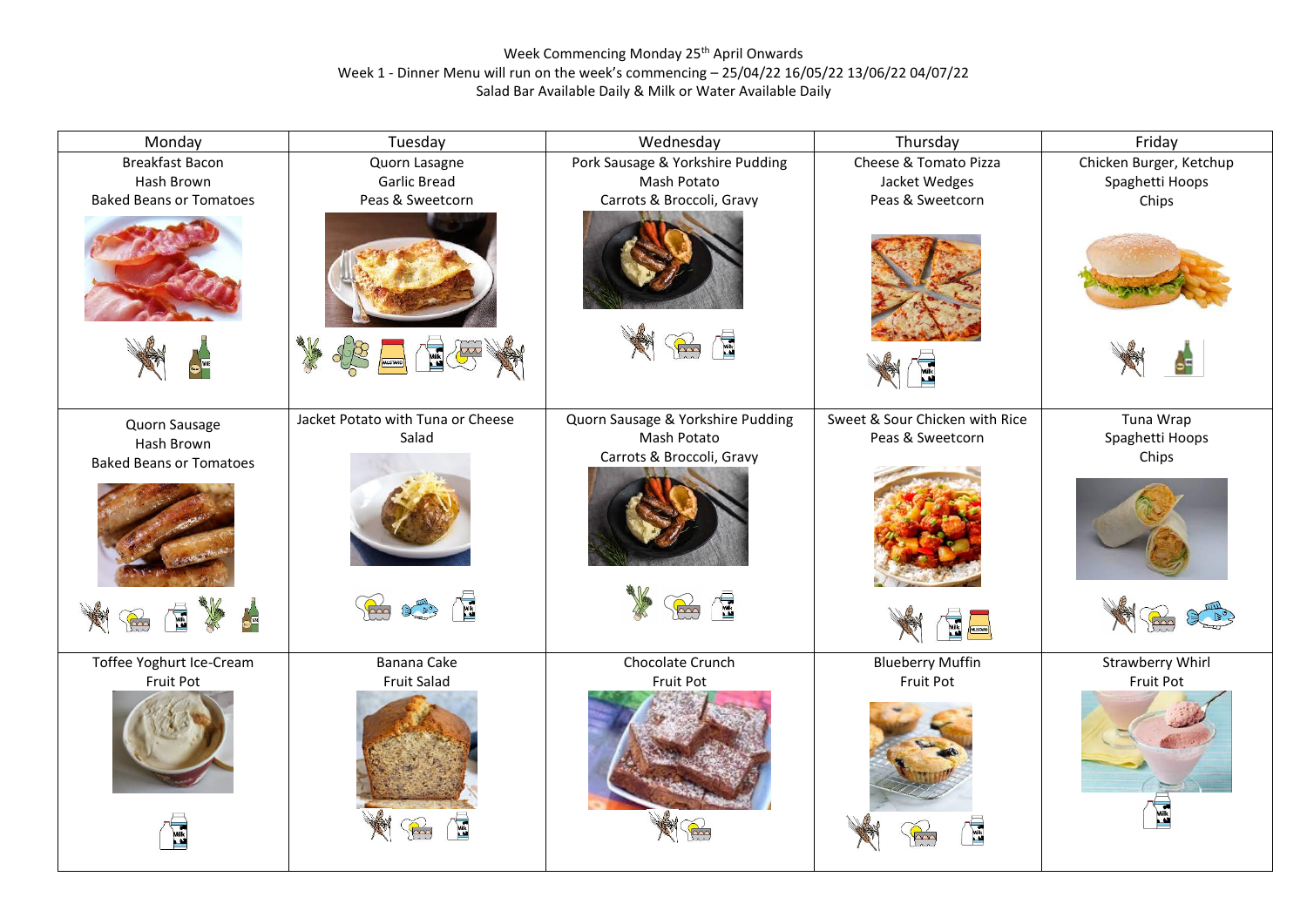Week Commencing Monday 25th April Onwards

Week 1 - Dinner Menu will run on the week's commencing – 25/04/22 16/05/22 13/06/22 04/07/22

Salad Bar Available Daily & Milk or Water Available Daily

| Monday | Tuesday | Wednesday | Thursday | Friday |
|---|---|---|---|---|
| Breakfast Bacon<br>Hash Brown<br>Baked Beans or Tomatoes | Quorn Lasagne<br>Garlic Bread<br>Peas & Sweetcorn | Pork Sausage & Yorkshire Pudding<br>Mash Potato<br>Carrots & Broccoli, Gravy | Cheese & Tomato Pizza<br>Jacket Wedges<br>Peas & Sweetcorn | Chicken Burger, Ketchup<br>Spaghetti Hoops<br>Chips |
| Quorn Sausage<br>Hash Brown<br>Baked Beans or Tomatoes | Jacket Potato with Tuna or Cheese Salad | Quorn Sausage & Yorkshire Pudding<br>Mash Potato<br>Carrots & Broccoli, Gravy | Sweet & Sour Chicken with Rice<br>Peas & Sweetcorn | Tuna Wrap<br>Spaghetti Hoops<br>Chips |
| Toffee Yoghurt Ice-Cream<br>Fruit Pot | Banana Cake<br>Fruit Salad | Chocolate Crunch<br>Fruit Pot | Blueberry Muffin<br>Fruit Pot | Strawberry Whirl<br>Fruit Pot |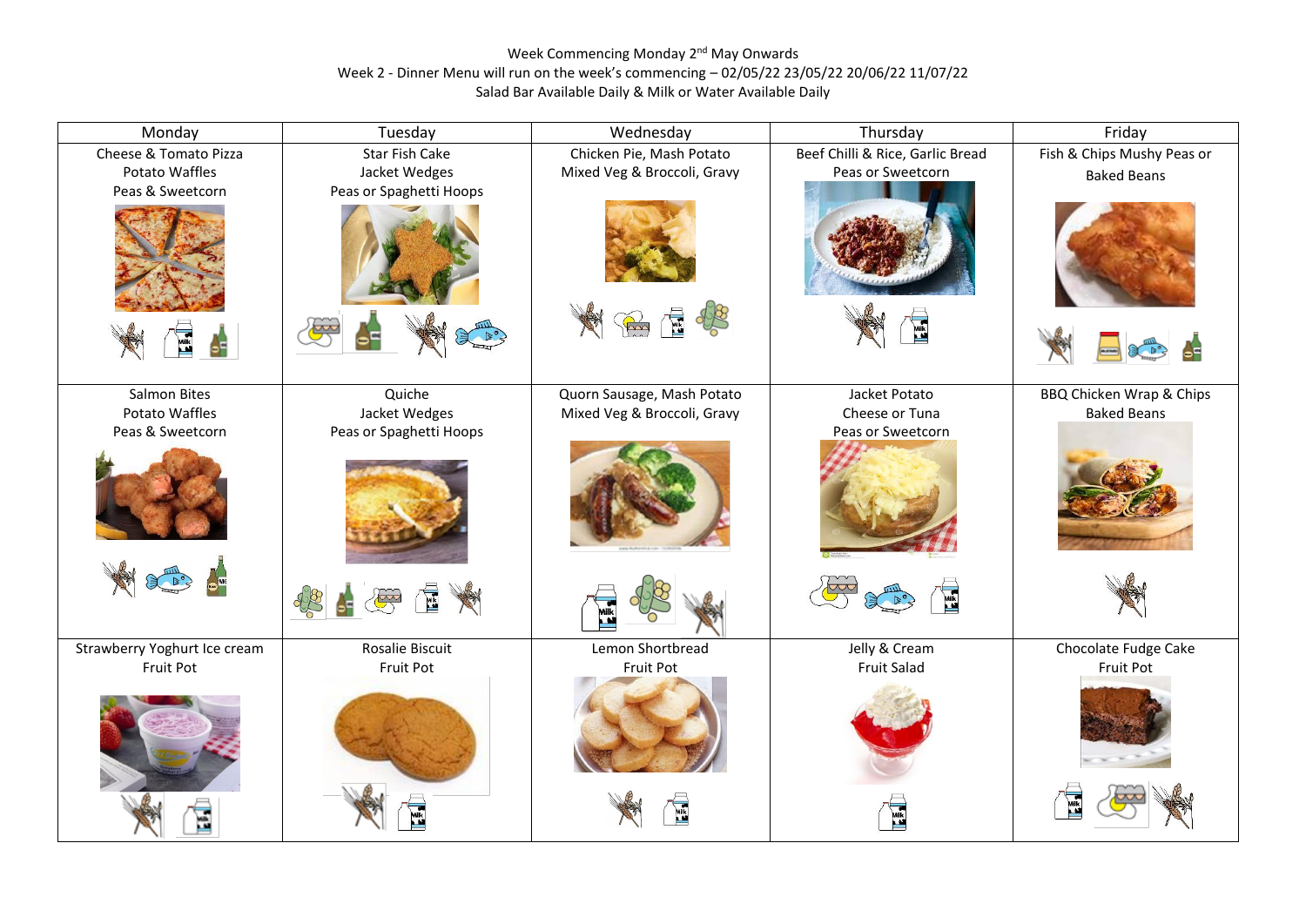Week Commencing Monday 2nd May Onwards
Week 2 - Dinner Menu will run on the week's commencing – 02/05/22 23/05/22 20/06/22 11/07/22
Salad Bar Available Daily & Milk or Water Available Daily

| Monday | Tuesday | Wednesday | Thursday | Friday |
|---|---|---|---|---|
| Cheese & Tomato Pizza<br>Potato Waffles<br>Peas & Sweetcorn | Star Fish Cake<br>Jacket Wedges<br>Peas or Spaghetti Hoops | Chicken Pie, Mash Potato<br>Mixed Veg & Broccoli, Gravy | Beef Chilli & Rice, Garlic Bread<br>Peas or Sweetcorn | Fish & Chips Mushy Peas or<br>Baked Beans |
| Salmon Bites<br>Potato Waffles<br>Peas & Sweetcorn | Quiche<br>Jacket Wedges<br>Peas or Spaghetti Hoops | Quorn Sausage, Mash Potato<br>Mixed Veg & Broccoli, Gravy | Jacket Potato<br>Cheese or Tuna<br>Peas or Sweetcorn | BBQ Chicken Wrap & Chips<br>Baked Beans |
| Strawberry Yoghurt Ice cream<br>Fruit Pot | Rosalie Biscuit<br>Fruit Pot | Lemon Shortbread<br>Fruit Pot | Jelly & Cream<br>Fruit Salad | Chocolate Fudge Cake<br>Fruit Pot |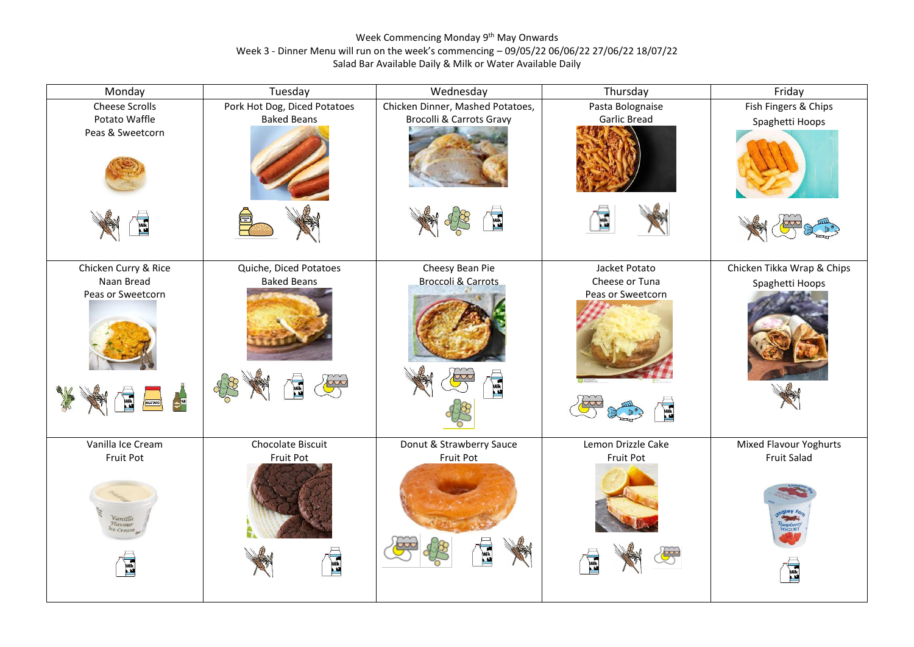Week Commencing Monday 9th May Onwards

Week 3 - Dinner Menu will run on the week's commencing – 09/05/22 06/06/22 27/06/22 18/07/22

Salad Bar Available Daily & Milk or Water Available Daily

| Monday | Tuesday | Wednesday | Thursday | Friday |
| --- | --- | --- | --- | --- |
| Cheese Scrolls<br>Potato Waffle<br>Peas & Sweetcorn | Pork Hot Dog, Diced Potatoes<br>Baked Beans | Chicken Dinner, Mashed Potatoes,<br>Brocolli & Carrots Gravy | Pasta Bolognaise<br>Garlic Bread | Fish Fingers & Chips<br>Spaghetti Hoops |
| Chicken Curry & Rice<br>Naan Bread<br>Peas or Sweetcorn | Quiche, Diced Potatoes<br>Baked Beans | Cheesy Bean Pie<br>Broccoli & Carrots | Jacket Potato<br>Cheese or Tuna<br>Peas or Sweetcorn | Chicken Tikka Wrap & Chips<br>Spaghetti Hoops |
| Vanilla Ice Cream<br>Fruit Pot | Chocolate Biscuit<br>Fruit Pot | Donut & Strawberry Sauce<br>Fruit Pot | Lemon Drizzle Cake<br>Fruit Pot | Mixed Flavour Yoghurts<br>Fruit Salad |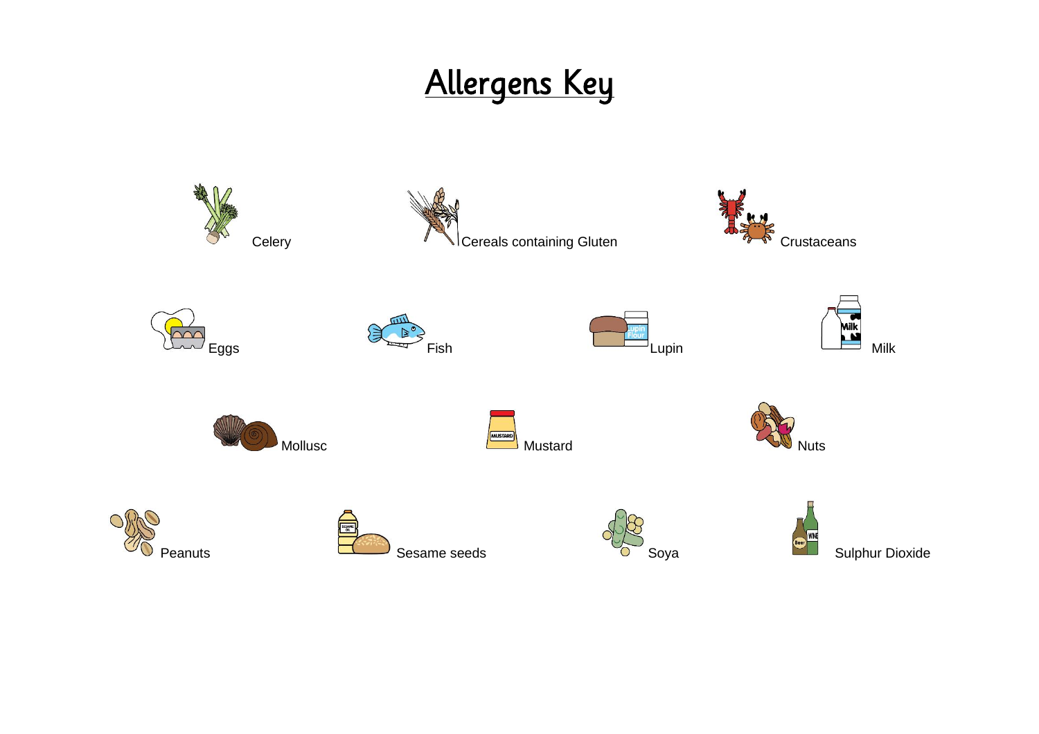# Allergens Key

Celery

Cereals containing Gluten

Crustaceans

Eggs

Fish

Lupin

Milk

Mollusc

Mustard

Nuts

Peanuts

Sesame seeds

Soya

Sulphur Dioxide